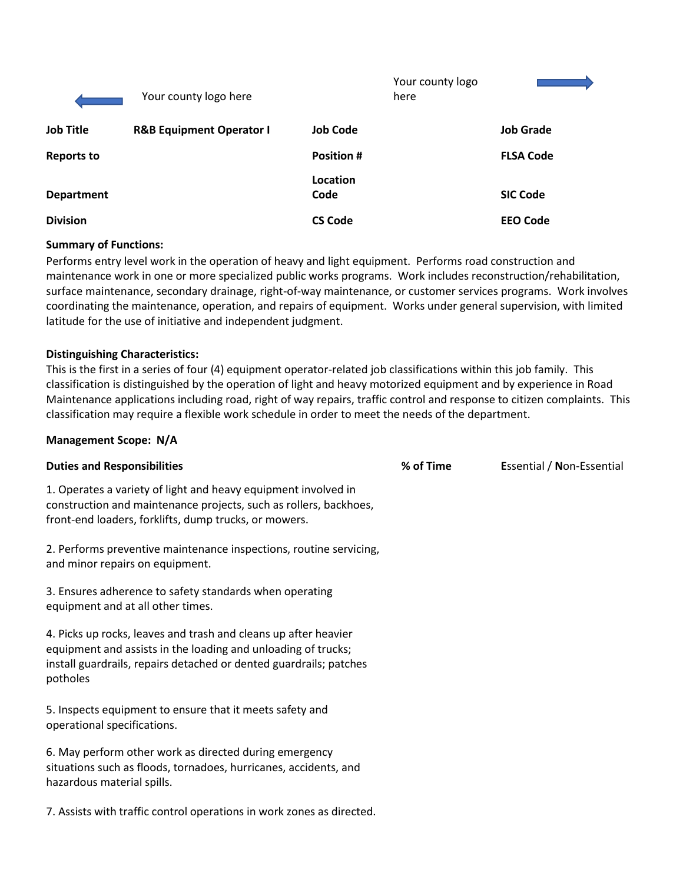Your county logo here

Your county logo here

| Job Title | R&B Equipment Operator I | Job Code | | Job Grade | |
|---|---|---|---|---|---|
| Reports to | | Position # | | FLSA Code | |
| Department | | Location Code | | SIC Code | |
| Division | | CS Code | | EEO Code | |

**Summary of Functions:**

Performs entry level work in the operation of heavy and light equipment. Performs road construction and maintenance work in one or more specialized public works programs. Work includes reconstruction/rehabilitation, surface maintenance, secondary drainage, right-of-way maintenance, or customer services programs. Work involves coordinating the maintenance, operation, and repairs of equipment. Works under general supervision, with limited latitude for the use of initiative and independent judgment.

**Distinguishing Characteristics:**

This is the first in a series of four (4) equipment operator-related job classifications within this job family. This classification is distinguished by the operation of light and heavy motorized equipment and by experience in Road Maintenance applications including road, right of way repairs, traffic control and response to citizen complaints. This classification may require a flexible work schedule in order to meet the needs of the department.

**Management Scope: N/A**

| Duties and Responsibilities | % of Time | **E**ssential / **N**on-Essential |
|---|---|---|
| 1. Operates a variety of light and heavy equipment involved in construction and maintenance projects, such as rollers, backhoes, front-end loaders, forklifts, dump trucks, or mowers. | | |
| 2. Performs preventive maintenance inspections, routine servicing, and minor repairs on equipment. | | |
| 3. Ensures adherence to safety standards when operating equipment and at all other times. | | |
| 4. Picks up rocks, leaves and trash and cleans up after heavier equipment and assists in the loading and unloading of trucks; install guardrails, repairs detached or dented guardrails; patches potholes | | |
| 5. Inspects equipment to ensure that it meets safety and operational specifications. | | |
| 6. May perform other work as directed during emergency situations such as floods, tornadoes, hurricanes, accidents, and hazardous material spills. | | |
| 7. Assists with traffic control operations in work zones as directed. | | |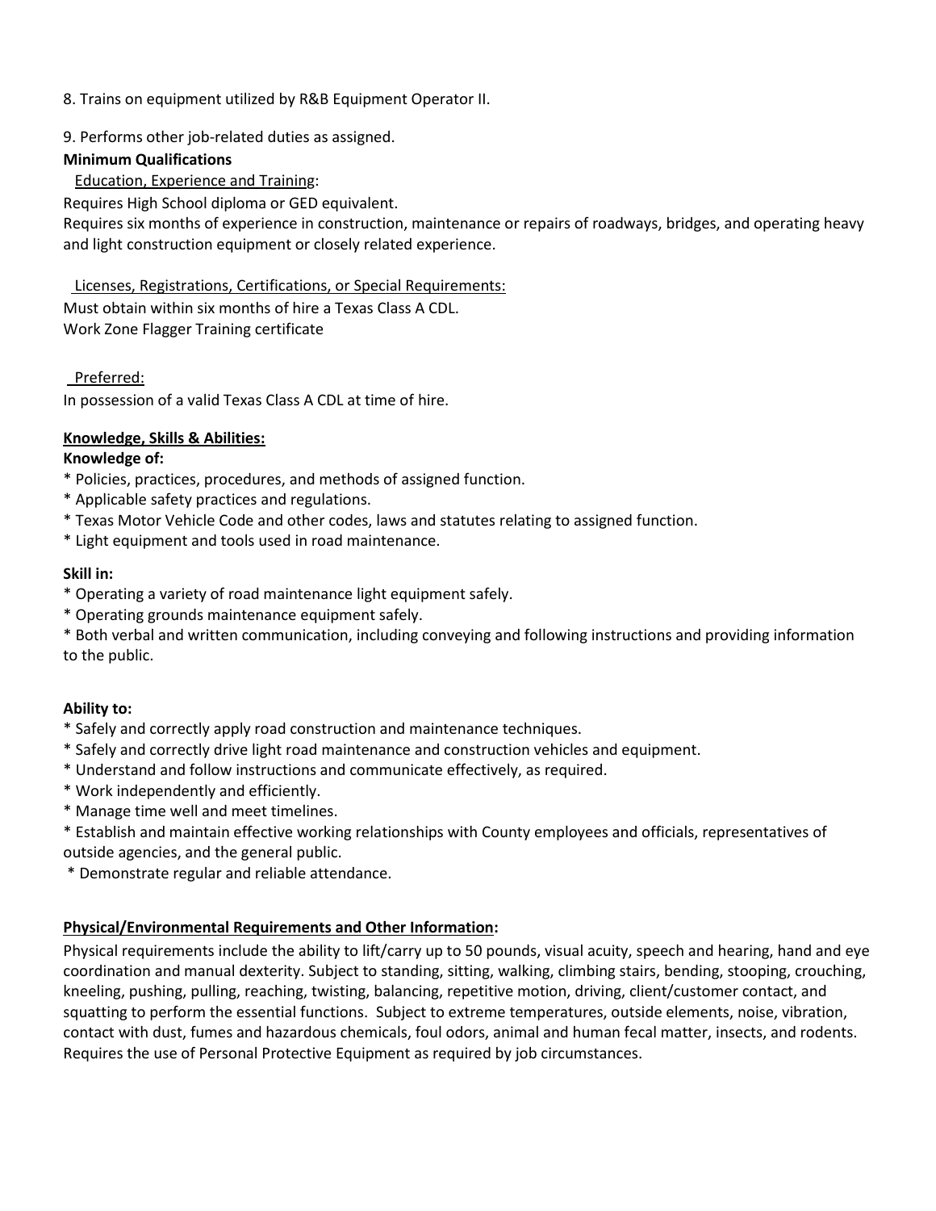8. Trains on equipment utilized by R&B Equipment Operator II.

9. Performs other job-related duties as assigned.

**Minimum Qualifications**

Education, Experience and Training:

Requires High School diploma or GED equivalent.

Requires six months of experience in construction, maintenance or repairs of roadways, bridges, and operating heavy and light construction equipment or closely related experience.

Licenses, Registrations, Certifications, or Special Requirements:

Must obtain within six months of hire a Texas Class A CDL.

Work Zone Flagger Training certificate

Preferred:

In possession of a valid Texas Class A CDL at time of hire.

**Knowledge, Skills & Abilities:**

**Knowledge of:**

* Policies, practices, procedures, and methods of assigned function.
* Applicable safety practices and regulations.
* Texas Motor Vehicle Code and other codes, laws and statutes relating to assigned function.
* Light equipment and tools used in road maintenance.

**Skill in:**

* Operating a variety of road maintenance light equipment safely.
* Operating grounds maintenance equipment safely.
* Both verbal and written communication, including conveying and following instructions and providing information to the public.

**Ability to:**

* Safely and correctly apply road construction and maintenance techniques.
* Safely and correctly drive light road maintenance and construction vehicles and equipment.
* Understand and follow instructions and communicate effectively, as required.
* Work independently and efficiently.
* Manage time well and meet timelines.
* Establish and maintain effective working relationships with County employees and officials, representatives of outside agencies, and the general public.
* Demonstrate regular and reliable attendance.

**Physical/Environmental Requirements and Other Information:**

Physical requirements include the ability to lift/carry up to 50 pounds, visual acuity, speech and hearing, hand and eye coordination and manual dexterity. Subject to standing, sitting, walking, climbing stairs, bending, stooping, crouching, kneeling, pushing, pulling, reaching, twisting, balancing, repetitive motion, driving, client/customer contact, and squatting to perform the essential functions. Subject to extreme temperatures, outside elements, noise, vibration, contact with dust, fumes and hazardous chemicals, foul odors, animal and human fecal matter, insects, and rodents. Requires the use of Personal Protective Equipment as required by job circumstances.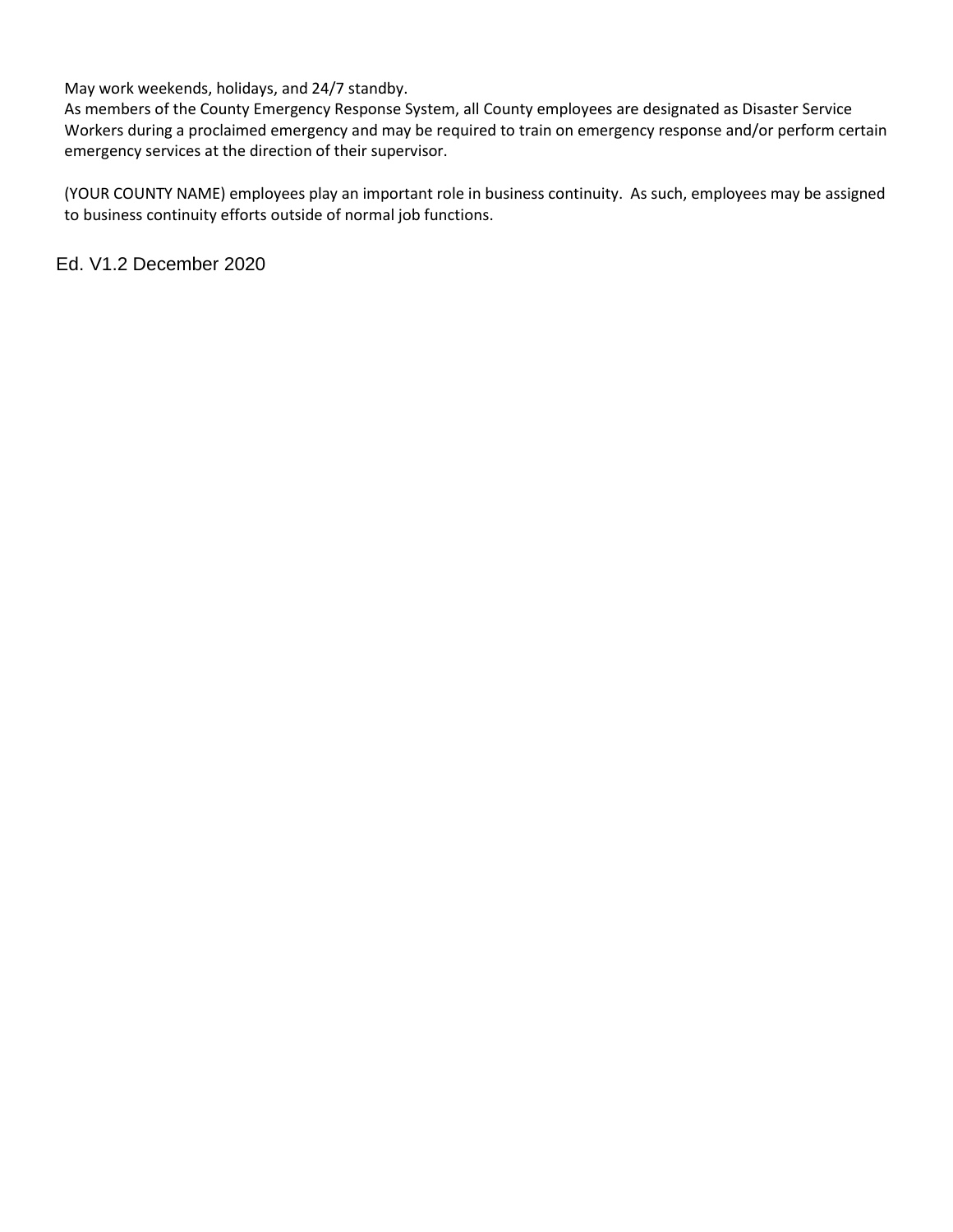May work weekends, holidays, and 24/7 standby.
As members of the County Emergency Response System, all County employees are designated as Disaster Service Workers during a proclaimed emergency and may be required to train on emergency response and/or perform certain emergency services at the direction of their supervisor.

(YOUR COUNTY NAME) employees play an important role in business continuity. As such, employees may be assigned to business continuity efforts outside of normal job functions.

Ed. V1.2 December 2020